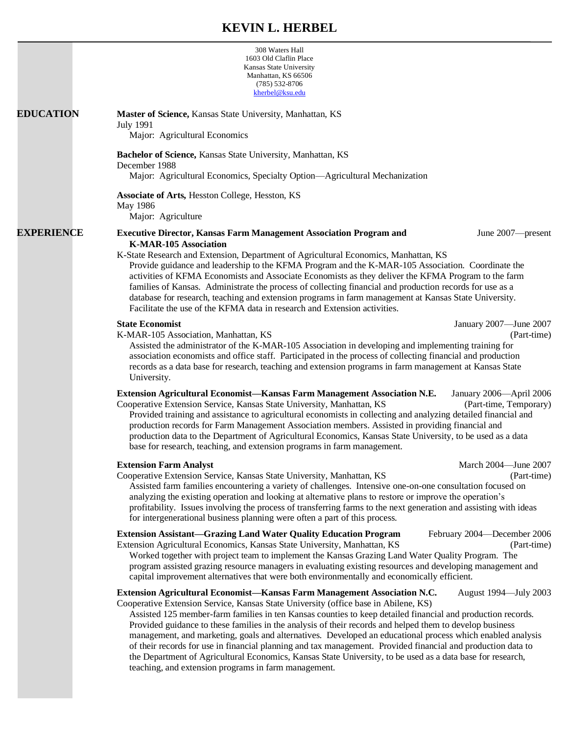# KEVIN L. HERBEL

308 Waters Hall
1603 Old Claflin Place
Kansas State University
Manhattan, KS 66506
(785) 532-8706
kherbel@ksu.edu

## EDUCATION

**Master of Science,** Kansas State University, Manhattan, KS
July 1991
Major: Agricultural Economics

**Bachelor of Science,** Kansas State University, Manhattan, KS
December 1988
Major: Agricultural Economics, Specialty Option—Agricultural Mechanization

**Associate of Arts,** Hesston College, Hesston, KS
May 1986
Major: Agriculture

## EXPERIENCE

**Executive Director, Kansas Farm Management Association Program and K-MAR-105 Association** — June 2007—present
K-State Research and Extension, Department of Agricultural Economics, Manhattan, KS
Provide guidance and leadership to the KFMA Program and the K-MAR-105 Association. Coordinate the activities of KFMA Economists and Associate Economists as they deliver the KFMA Program to the farm families of Kansas. Administrate the process of collecting financial and production records for use as a database for research, teaching and extension programs in farm management at Kansas State University. Facilitate the use of the KFMA data in research and Extension activities.

**State Economist** — January 2007—June 2007
K-MAR-105 Association, Manhattan, KS (Part-time)
Assisted the administrator of the K-MAR-105 Association in developing and implementing training for association economists and office staff. Participated in the process of collecting financial and production records as a data base for research, teaching and extension programs in farm management at Kansas State University.

**Extension Agricultural Economist—Kansas Farm Management Association N.E.** — January 2006—April 2006
Cooperative Extension Service, Kansas State University, Manhattan, KS (Part-time, Temporary)
Provided training and assistance to agricultural economists in collecting and analyzing detailed financial and production records for Farm Management Association members. Assisted in providing financial and production data to the Department of Agricultural Economics, Kansas State University, to be used as a data base for research, teaching, and extension programs in farm management.

**Extension Farm Analyst** — March 2004—June 2007
Cooperative Extension Service, Kansas State University, Manhattan, KS (Part-time)
Assisted farm families encountering a variety of challenges. Intensive one-on-one consultation focused on analyzing the existing operation and looking at alternative plans to restore or improve the operation's profitability. Issues involving the process of transferring farms to the next generation and assisting with ideas for intergenerational business planning were often a part of this process.

**Extension Assistant—Grazing Land Water Quality Education Program** — February 2004—December 2006
Extension Agricultural Economics, Kansas State University, Manhattan, KS (Part-time)
Worked together with project team to implement the Kansas Grazing Land Water Quality Program. The program assisted grazing resource managers in evaluating existing resources and developing management and capital improvement alternatives that were both environmentally and economically efficient.

**Extension Agricultural Economist—Kansas Farm Management Association N.C.** — August 1994—July 2003
Cooperative Extension Service, Kansas State University (office base in Abilene, KS)
Assisted 125 member-farm families in ten Kansas counties to keep detailed financial and production records. Provided guidance to these families in the analysis of their records and helped them to develop business management, and marketing, goals and alternatives. Developed an educational process which enabled analysis of their records for use in financial planning and tax management. Provided financial and production data to the Department of Agricultural Economics, Kansas State University, to be used as a data base for research, teaching, and extension programs in farm management.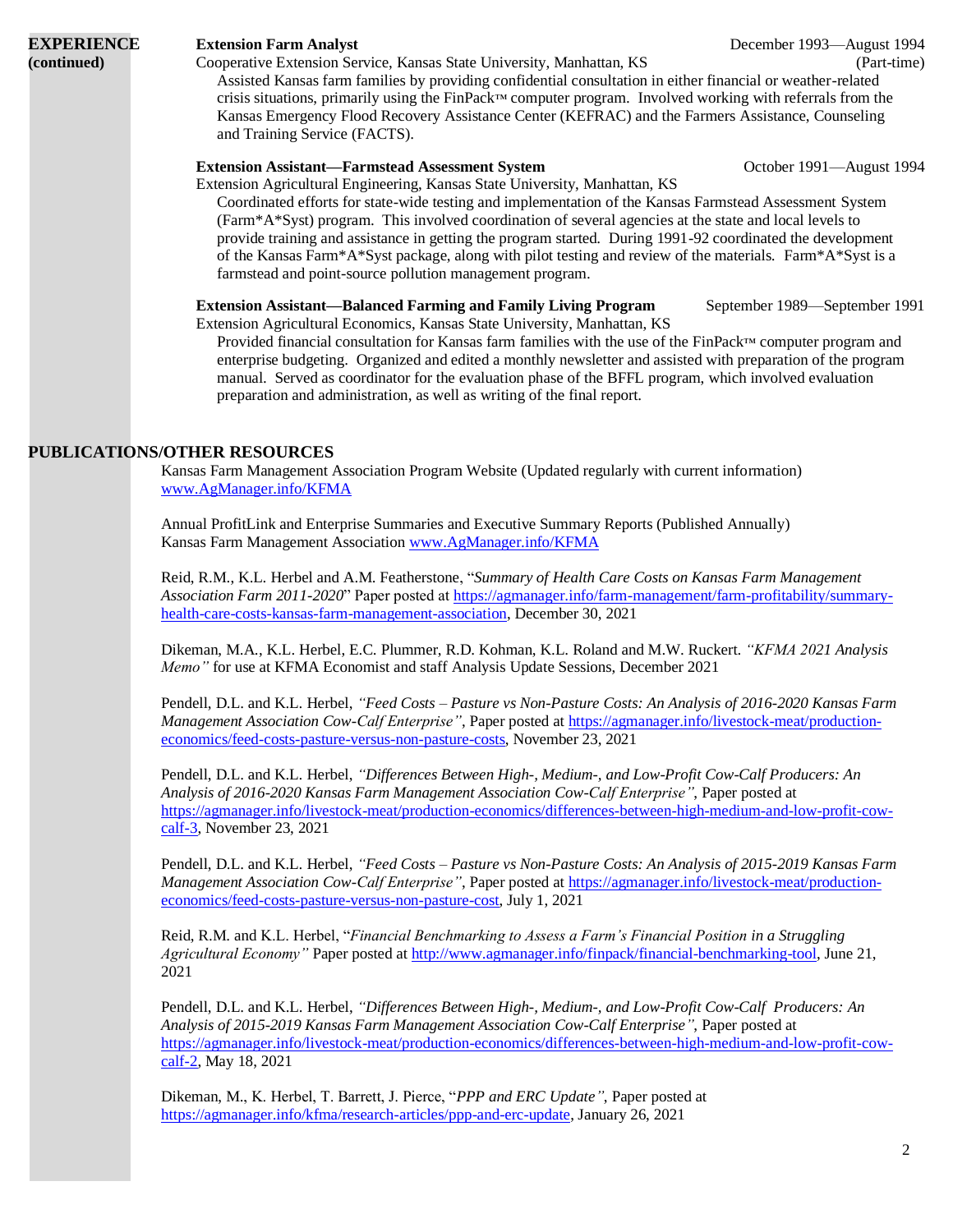## EXPERIENCE (continued)

**Extension Farm Analyst** — December 1993—August 1994
Cooperative Extension Service, Kansas State University, Manhattan, KS (Part-time)

Assisted Kansas farm families by providing confidential consultation in either financial or weather-related crisis situations, primarily using the FinPack™ computer program. Involved working with referrals from the Kansas Emergency Flood Recovery Assistance Center (KEFRAC) and the Farmers Assistance, Counseling and Training Service (FACTS).

**Extension Assistant—Farmstead Assessment System** — October 1991—August 1994
Extension Agricultural Engineering, Kansas State University, Manhattan, KS

Coordinated efforts for state-wide testing and implementation of the Kansas Farmstead Assessment System (Farm*A*Syst) program. This involved coordination of several agencies at the state and local levels to provide training and assistance in getting the program started. During 1991-92 coordinated the development of the Kansas Farm*A*Syst package, along with pilot testing and review of the materials. Farm*A*Syst is a farmstead and point-source pollution management program.

**Extension Assistant—Balanced Farming and Family Living Program** — September 1989—September 1991
Extension Agricultural Economics, Kansas State University, Manhattan, KS

Provided financial consultation for Kansas farm families with the use of the FinPack™ computer program and enterprise budgeting. Organized and edited a monthly newsletter and assisted with preparation of the program manual. Served as coordinator for the evaluation phase of the BFFL program, which involved evaluation preparation and administration, as well as writing of the final report.

## PUBLICATIONS/OTHER RESOURCES

Kansas Farm Management Association Program Website (Updated regularly with current information)
www.AgManager.info/KFMA

Annual ProfitLink and Enterprise Summaries and Executive Summary Reports (Published Annually)
Kansas Farm Management Association www.AgManager.info/KFMA

Reid, R.M., K.L. Herbel and A.M. Featherstone, "*Summary of Health Care Costs on Kansas Farm Management Association Farm 2011-2020*" Paper posted at https://agmanager.info/farm-management/farm-profitability/summary-health-care-costs-kansas-farm-management-association, December 30, 2021

Dikeman, M.A., K.L. Herbel, E.C. Plummer, R.D. Kohman, K.L. Roland and M.W. Ruckert. *"KFMA 2021 Analysis Memo"* for use at KFMA Economist and staff Analysis Update Sessions, December 2021

Pendell, D.L. and K.L. Herbel, *"Feed Costs – Pasture vs Non-Pasture Costs: An Analysis of 2016-2020 Kansas Farm Management Association Cow-Calf Enterprise"*, Paper posted at https://agmanager.info/livestock-meat/production-economics/feed-costs-pasture-versus-non-pasture-costs, November 23, 2021

Pendell, D.L. and K.L. Herbel, *"Differences Between High-, Medium-, and Low-Profit Cow-Calf Producers: An Analysis of 2016-2020 Kansas Farm Management Association Cow-Calf Enterprise"*, Paper posted at https://agmanager.info/livestock-meat/production-economics/differences-between-high-medium-and-low-profit-cow-calf-3, November 23, 2021

Pendell, D.L. and K.L. Herbel, *"Feed Costs – Pasture vs Non-Pasture Costs: An Analysis of 2015-2019 Kansas Farm Management Association Cow-Calf Enterprise"*, Paper posted at https://agmanager.info/livestock-meat/production-economics/feed-costs-pasture-versus-non-pasture-cost, July 1, 2021

Reid, R.M. and K.L. Herbel, "*Financial Benchmarking to Assess a Farm's Financial Position in a Struggling Agricultural Economy"* Paper posted at http://www.agmanager.info/finpack/financial-benchmarking-tool, June 21, 2021

Pendell, D.L. and K.L. Herbel, *"Differences Between High-, Medium-, and Low-Profit Cow-Calf Producers: An Analysis of 2015-2019 Kansas Farm Management Association Cow-Calf Enterprise"*, Paper posted at https://agmanager.info/livestock-meat/production-economics/differences-between-high-medium-and-low-profit-cow-calf-2, May 18, 2021

Dikeman, M., K. Herbel, T. Barrett, J. Pierce, "*PPP and ERC Update"*, Paper posted at https://agmanager.info/kfma/research-articles/ppp-and-erc-update, January 26, 2021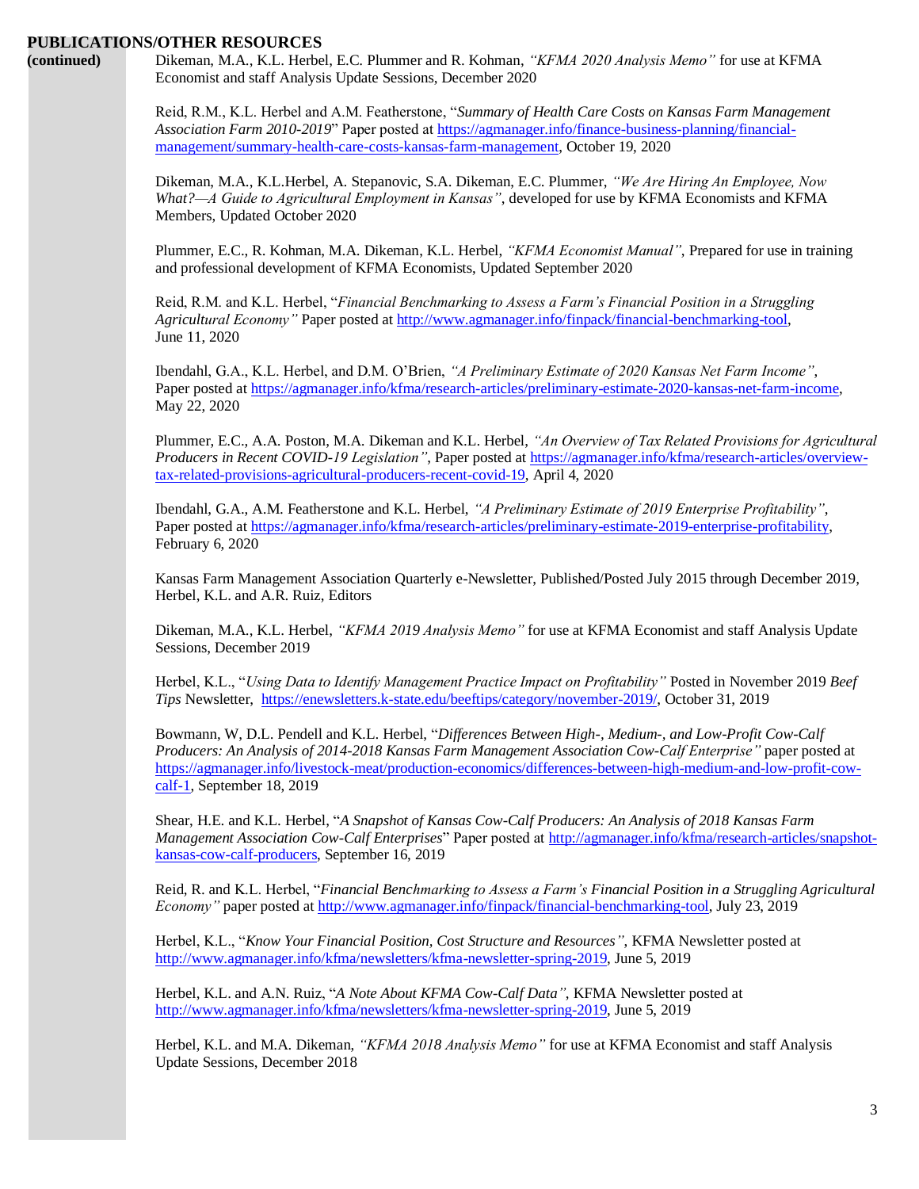## PUBLICATIONS/OTHER RESOURCES

**(continued)**

Dikeman, M.A., K.L. Herbel, E.C. Plummer and R. Kohman, *"KFMA 2020 Analysis Memo"* for use at KFMA Economist and staff Analysis Update Sessions, December 2020

Reid, R.M., K.L. Herbel and A.M. Featherstone, "*Summary of Health Care Costs on Kansas Farm Management Association Farm 2010-2019*" Paper posted at https://agmanager.info/finance-business-planning/financial-management/summary-health-care-costs-kansas-farm-management, October 19, 2020

Dikeman, M.A., K.L.Herbel, A. Stepanovic, S.A. Dikeman, E.C. Plummer, *"We Are Hiring An Employee, Now What?—A Guide to Agricultural Employment in Kansas"*, developed for use by KFMA Economists and KFMA Members, Updated October 2020

Plummer, E.C., R. Kohman, M.A. Dikeman, K.L. Herbel, *"KFMA Economist Manual"*, Prepared for use in training and professional development of KFMA Economists, Updated September 2020

Reid, R.M. and K.L. Herbel, "*Financial Benchmarking to Assess a Farm's Financial Position in a Struggling Agricultural Economy"* Paper posted at http://www.agmanager.info/finpack/financial-benchmarking-tool, June 11, 2020

Ibendahl, G.A., K.L. Herbel, and D.M. O'Brien, *"A Preliminary Estimate of 2020 Kansas Net Farm Income"*, Paper posted at https://agmanager.info/kfma/research-articles/preliminary-estimate-2020-kansas-net-farm-income, May 22, 2020

Plummer, E.C., A.A. Poston, M.A. Dikeman and K.L. Herbel, *"An Overview of Tax Related Provisions for Agricultural Producers in Recent COVID-19 Legislation"*, Paper posted at https://agmanager.info/kfma/research-articles/overview-tax-related-provisions-agricultural-producers-recent-covid-19, April 4, 2020

Ibendahl, G.A., A.M. Featherstone and K.L. Herbel, *"A Preliminary Estimate of 2019 Enterprise Profitability"*, Paper posted at https://agmanager.info/kfma/research-articles/preliminary-estimate-2019-enterprise-profitability, February 6, 2020

Kansas Farm Management Association Quarterly e-Newsletter, Published/Posted July 2015 through December 2019, Herbel, K.L. and A.R. Ruiz, Editors

Dikeman, M.A., K.L. Herbel, *"KFMA 2019 Analysis Memo"* for use at KFMA Economist and staff Analysis Update Sessions, December 2019

Herbel, K.L., "*Using Data to Identify Management Practice Impact on Profitability"* Posted in November 2019 *Beef Tips* Newsletter, https://enewsletters.k-state.edu/beeftips/category/november-2019/, October 31, 2019

Bowmann, W, D.L. Pendell and K.L. Herbel, "*Differences Between High-, Medium-, and Low-Profit Cow-Calf Producers: An Analysis of 2014-2018 Kansas Farm Management Association Cow-Calf Enterprise"* paper posted at https://agmanager.info/livestock-meat/production-economics/differences-between-high-medium-and-low-profit-cow-calf-1, September 18, 2019

Shear, H.E. and K.L. Herbel, "*A Snapshot of Kansas Cow-Calf Producers: An Analysis of 2018 Kansas Farm Management Association Cow-Calf Enterprises*" Paper posted at http://agmanager.info/kfma/research-articles/snapshot-kansas-cow-calf-producers, September 16, 2019

Reid, R. and K.L. Herbel, "*Financial Benchmarking to Assess a Farm's Financial Position in a Struggling Agricultural Economy"* paper posted at http://www.agmanager.info/finpack/financial-benchmarking-tool, July 23, 2019

Herbel, K.L., "*Know Your Financial Position, Cost Structure and Resources"*, KFMA Newsletter posted at http://www.agmanager.info/kfma/newsletters/kfma-newsletter-spring-2019, June 5, 2019

Herbel, K.L. and A.N. Ruiz, "*A Note About KFMA Cow-Calf Data"*, KFMA Newsletter posted at http://www.agmanager.info/kfma/newsletters/kfma-newsletter-spring-2019, June 5, 2019

Herbel, K.L. and M.A. Dikeman, *"KFMA 2018 Analysis Memo"* for use at KFMA Economist and staff Analysis Update Sessions, December 2018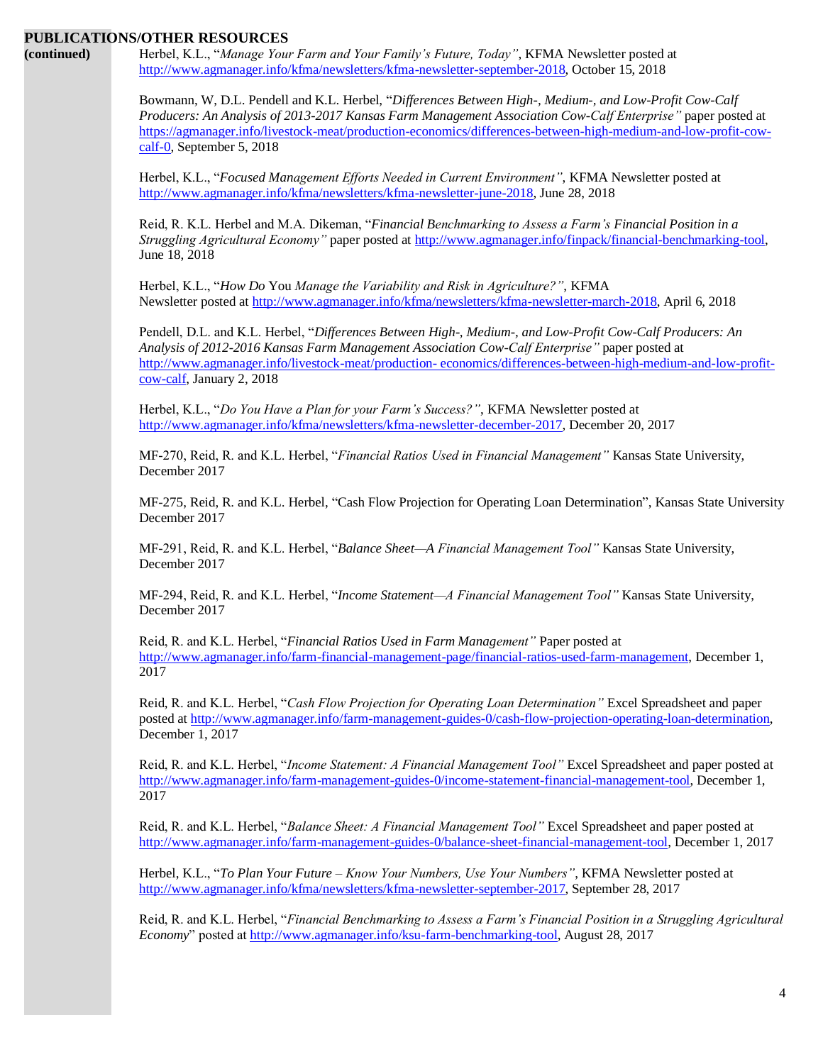## PUBLICATIONS/OTHER RESOURCES (continued)

Herbel, K.L., "*Manage Your Farm and Your Family's Future, Today*", KFMA Newsletter posted at http://www.agmanager.info/kfma/newsletters/kfma-newsletter-september-2018, October 15, 2018

Bowmann, W, D.L. Pendell and K.L. Herbel, "*Differences Between High-, Medium-, and Low-Profit Cow-Calf Producers: An Analysis of 2013-2017 Kansas Farm Management Association Cow-Calf Enterprise*" paper posted at https://agmanager.info/livestock-meat/production-economics/differences-between-high-medium-and-low-profit-cow-calf-0, September 5, 2018

Herbel, K.L., "*Focused Management Efforts Needed in Current Environment*", KFMA Newsletter posted at http://www.agmanager.info/kfma/newsletters/kfma-newsletter-june-2018, June 28, 2018

Reid, R. K.L. Herbel and M.A. Dikeman, "*Financial Benchmarking to Assess a Farm's Financial Position in a Struggling Agricultural Economy*" paper posted at http://www.agmanager.info/finpack/financial-benchmarking-tool, June 18, 2018

Herbel, K.L., "*How Do* You *Manage the Variability and Risk in Agriculture?*", KFMA Newsletter posted at http://www.agmanager.info/kfma/newsletters/kfma-newsletter-march-2018, April 6, 2018

Pendell, D.L. and K.L. Herbel, "*Differences Between High-, Medium-, and Low-Profit Cow-Calf Producers: An Analysis of 2012-2016 Kansas Farm Management Association Cow-Calf Enterprise*" paper posted at http://www.agmanager.info/livestock-meat/production- economics/differences-between-high-medium-and-low-profit-cow-calf, January 2, 2018

Herbel, K.L., "*Do You Have a Plan for your Farm's Success?*", KFMA Newsletter posted at http://www.agmanager.info/kfma/newsletters/kfma-newsletter-december-2017, December 20, 2017

MF-270, Reid, R. and K.L. Herbel, "*Financial Ratios Used in Financial Management*" Kansas State University, December 2017

MF-275, Reid, R. and K.L. Herbel, "Cash Flow Projection for Operating Loan Determination", Kansas State University December 2017

MF-291, Reid, R. and K.L. Herbel, "*Balance Sheet—A Financial Management Tool*" Kansas State University, December 2017

MF-294, Reid, R. and K.L. Herbel, "*Income Statement—A Financial Management Tool*" Kansas State University, December 2017

Reid, R. and K.L. Herbel, "*Financial Ratios Used in Farm Management*" Paper posted at http://www.agmanager.info/farm-financial-management-page/financial-ratios-used-farm-management, December 1, 2017

Reid, R. and K.L. Herbel, "*Cash Flow Projection for Operating Loan Determination*" Excel Spreadsheet and paper posted at http://www.agmanager.info/farm-management-guides-0/cash-flow-projection-operating-loan-determination, December 1, 2017

Reid, R. and K.L. Herbel, "*Income Statement: A Financial Management Tool*" Excel Spreadsheet and paper posted at http://www.agmanager.info/farm-management-guides-0/income-statement-financial-management-tool, December 1, 2017

Reid, R. and K.L. Herbel, "*Balance Sheet: A Financial Management Tool*" Excel Spreadsheet and paper posted at http://www.agmanager.info/farm-management-guides-0/balance-sheet-financial-management-tool, December 1, 2017

Herbel, K.L., "*To Plan Your Future – Know Your Numbers, Use Your Numbers*", KFMA Newsletter posted at http://www.agmanager.info/kfma/newsletters/kfma-newsletter-september-2017, September 28, 2017

Reid, R. and K.L. Herbel, "*Financial Benchmarking to Assess a Farm's Financial Position in a Struggling Agricultural Economy*" posted at http://www.agmanager.info/ksu-farm-benchmarking-tool, August 28, 2017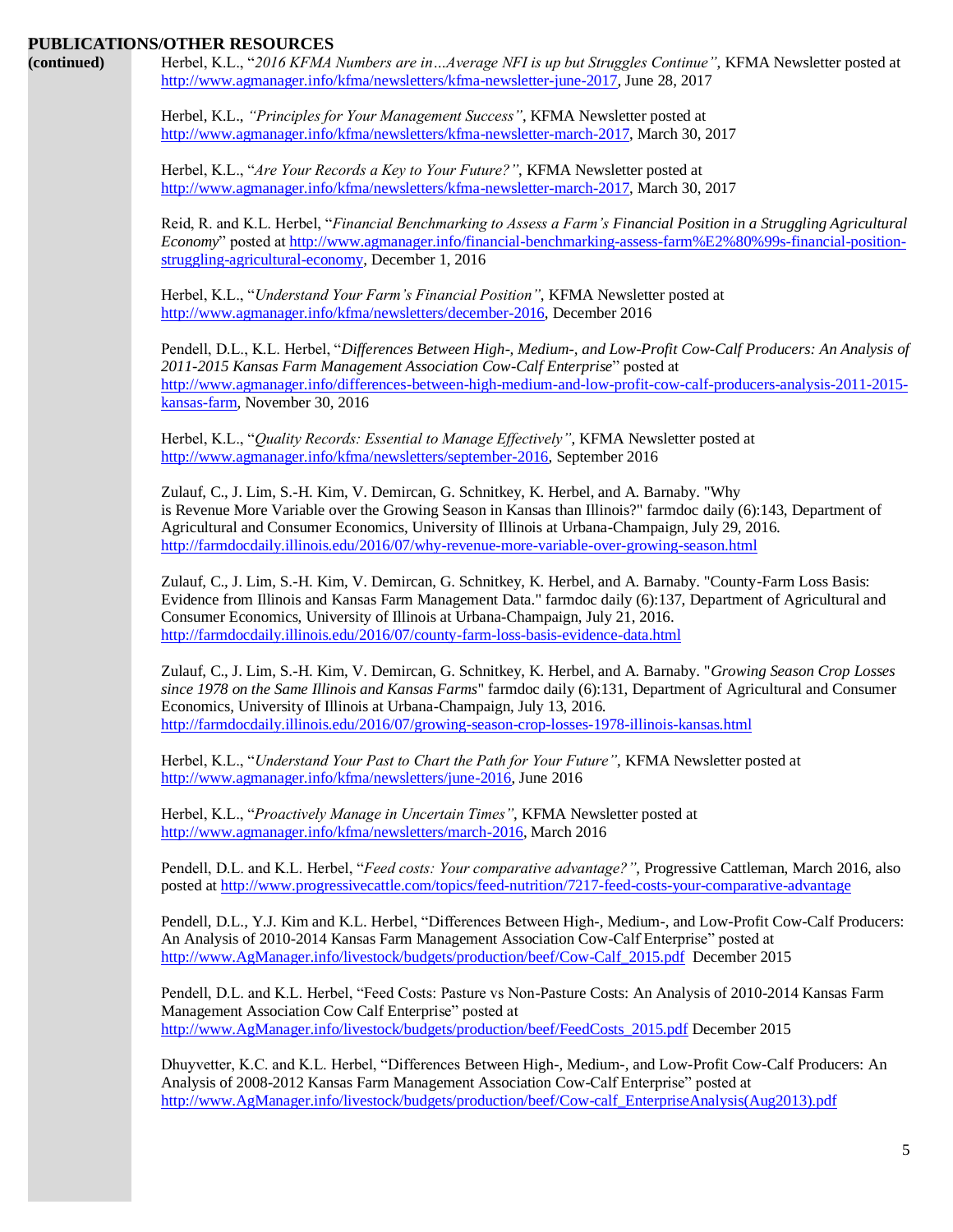**PUBLICATIONS/OTHER RESOURCES (continued)**

Herbel, K.L., "*2016 KFMA Numbers are in…Average NFI is up but Struggles Continue"*, KFMA Newsletter posted at http://www.agmanager.info/kfma/newsletters/kfma-newsletter-june-2017, June 28, 2017

Herbel, K.L., *"Principles for Your Management Success"*, KFMA Newsletter posted at http://www.agmanager.info/kfma/newsletters/kfma-newsletter-march-2017, March 30, 2017

Herbel, K.L., "*Are Your Records a Key to Your Future?"*, KFMA Newsletter posted at http://www.agmanager.info/kfma/newsletters/kfma-newsletter-march-2017, March 30, 2017

Reid, R. and K.L. Herbel, "*Financial Benchmarking to Assess a Farm's Financial Position in a Struggling Agricultural Economy*" posted at http://www.agmanager.info/financial-benchmarking-assess-farm%E2%80%99s-financial-position-struggling-agricultural-economy, December 1, 2016

Herbel, K.L., "*Understand Your Farm's Financial Position"*, KFMA Newsletter posted at http://www.agmanager.info/kfma/newsletters/december-2016, December 2016

Pendell, D.L., K.L. Herbel, "*Differences Between High-, Medium-, and Low-Profit Cow-Calf Producers: An Analysis of 2011-2015 Kansas Farm Management Association Cow-Calf Enterprise*" posted at http://www.agmanager.info/differences-between-high-medium-and-low-profit-cow-calf-producers-analysis-2011-2015-kansas-farm, November 30, 2016

Herbel, K.L., "*Quality Records: Essential to Manage Effectively"*, KFMA Newsletter posted at http://www.agmanager.info/kfma/newsletters/september-2016, September 2016

Zulauf, C., J. Lim, S.-H. Kim, V. Demircan, G. Schnitkey, K. Herbel, and A. Barnaby. "Why is Revenue More Variable over the Growing Season in Kansas than Illinois?" farmdoc daily (6):143, Department of Agricultural and Consumer Economics, University of Illinois at Urbana-Champaign, July 29, 2016. http://farmdocdaily.illinois.edu/2016/07/why-revenue-more-variable-over-growing-season.html

Zulauf, C., J. Lim, S.-H. Kim, V. Demircan, G. Schnitkey, K. Herbel, and A. Barnaby. "County-Farm Loss Basis: Evidence from Illinois and Kansas Farm Management Data." farmdoc daily (6):137, Department of Agricultural and Consumer Economics, University of Illinois at Urbana-Champaign, July 21, 2016. http://farmdocdaily.illinois.edu/2016/07/county-farm-loss-basis-evidence-data.html

Zulauf, C., J. Lim, S.-H. Kim, V. Demircan, G. Schnitkey, K. Herbel, and A. Barnaby. "*Growing Season Crop Losses since 1978 on the Same Illinois and Kansas Farms*" farmdoc daily (6):131, Department of Agricultural and Consumer Economics, University of Illinois at Urbana-Champaign, July 13, 2016. http://farmdocdaily.illinois.edu/2016/07/growing-season-crop-losses-1978-illinois-kansas.html

Herbel, K.L., "*Understand Your Past to Chart the Path for Your Future"*, KFMA Newsletter posted at http://www.agmanager.info/kfma/newsletters/june-2016, June 2016

Herbel, K.L., "*Proactively Manage in Uncertain Times"*, KFMA Newsletter posted at http://www.agmanager.info/kfma/newsletters/march-2016, March 2016

Pendell, D.L. and K.L. Herbel, "*Feed costs: Your comparative advantage?"*, Progressive Cattleman, March 2016, also posted at http://www.progressivecattle.com/topics/feed-nutrition/7217-feed-costs-your-comparative-advantage

Pendell, D.L., Y.J. Kim and K.L. Herbel, "Differences Between High-, Medium-, and Low-Profit Cow-Calf Producers: An Analysis of 2010-2014 Kansas Farm Management Association Cow-Calf Enterprise" posted at http://www.AgManager.info/livestock/budgets/production/beef/Cow-Calf_2015.pdf December 2015

Pendell, D.L. and K.L. Herbel, "Feed Costs: Pasture vs Non-Pasture Costs: An Analysis of 2010-2014 Kansas Farm Management Association Cow Calf Enterprise" posted at http://www.AgManager.info/livestock/budgets/production/beef/FeedCosts_2015.pdf December 2015

Dhuyvetter, K.C. and K.L. Herbel, "Differences Between High-, Medium-, and Low-Profit Cow-Calf Producers: An Analysis of 2008-2012 Kansas Farm Management Association Cow-Calf Enterprise" posted at http://www.AgManager.info/livestock/budgets/production/beef/Cow-calf_EnterpriseAnalysis(Aug2013).pdf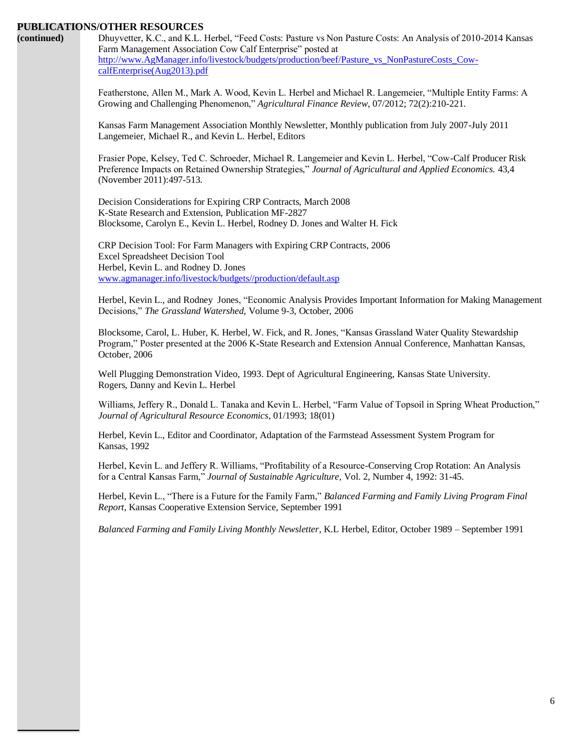**PUBLICATIONS/OTHER RESOURCES**
**(continued)**

Dhuyvetter, K.C., and K.L. Herbel, "Feed Costs: Pasture vs Non Pasture Costs: An Analysis of 2010-2014 Kansas Farm Management Association Cow Calf Enterprise" posted at http://www.AgManager.info/livestock/budgets/production/beef/Pasture_vs_NonPastureCosts_Cow-calfEnterprise(Aug2013).pdf

Featherstone, Allen M., Mark A. Wood, Kevin L. Herbel and Michael R. Langemeier, "Multiple Entity Farms: A Growing and Challenging Phenomenon," *Agricultural Finance Review*, 07/2012; 72(2):210-221.

Kansas Farm Management Association Monthly Newsletter, Monthly publication from July 2007-July 2011
Langemeier, Michael R., and Kevin L. Herbel, Editors

Frasier Pope, Kelsey, Ted C. Schroeder, Michael R. Langemeier and Kevin L. Herbel, "Cow-Calf Producer Risk Preference Impacts on Retained Ownership Strategies," *Journal of Agricultural and Applied Economics.* 43,4 (November 2011):497-513.

Decision Considerations for Expiring CRP Contracts, March 2008
K-State Research and Extension, Publication MF-2827
Blocksome, Carolyn E., Kevin L. Herbel, Rodney D. Jones and Walter H. Fick

CRP Decision Tool: For Farm Managers with Expiring CRP Contracts, 2006
Excel Spreadsheet Decision Tool
Herbel, Kevin L. and Rodney D. Jones
www.agmanager.info/livestock/budgets//production/default.asp

Herbel, Kevin L., and Rodney Jones, "Economic Analysis Provides Important Information for Making Management Decisions," *The Grassland Watershed*, Volume 9-3, October, 2006

Blocksome, Carol, L. Huber, K. Herbel, W. Fick, and R. Jones, "Kansas Grassland Water Quality Stewardship Program," Poster presented at the 2006 K-State Research and Extension Annual Conference, Manhattan Kansas, October, 2006

Well Plugging Demonstration Video, 1993. Dept of Agricultural Engineering, Kansas State University.
Rogers, Danny and Kevin L. Herbel

Williams, Jeffery R., Donald L. Tanaka and Kevin L. Herbel, "Farm Value of Topsoil in Spring Wheat Production," *Journal of Agricultural Resource Economics*, 01/1993; 18(01)

Herbel, Kevin L., Editor and Coordinator, Adaptation of the Farmstead Assessment System Program for Kansas, 1992

Herbel, Kevin L. and Jeffery R. Williams, "Profitability of a Resource-Conserving Crop Rotation: An Analysis for a Central Kansas Farm," *Journal of Sustainable Agriculture,* Vol. 2, Number 4, 1992: 31-45.

Herbel, Kevin L., "There is a Future for the Family Farm," *Balanced Farming and Family Living Program Final Report*, Kansas Cooperative Extension Service, September 1991

*Balanced Farming and Family Living Monthly Newsletter*, K.L Herbel, Editor, October 1989 – September 1991